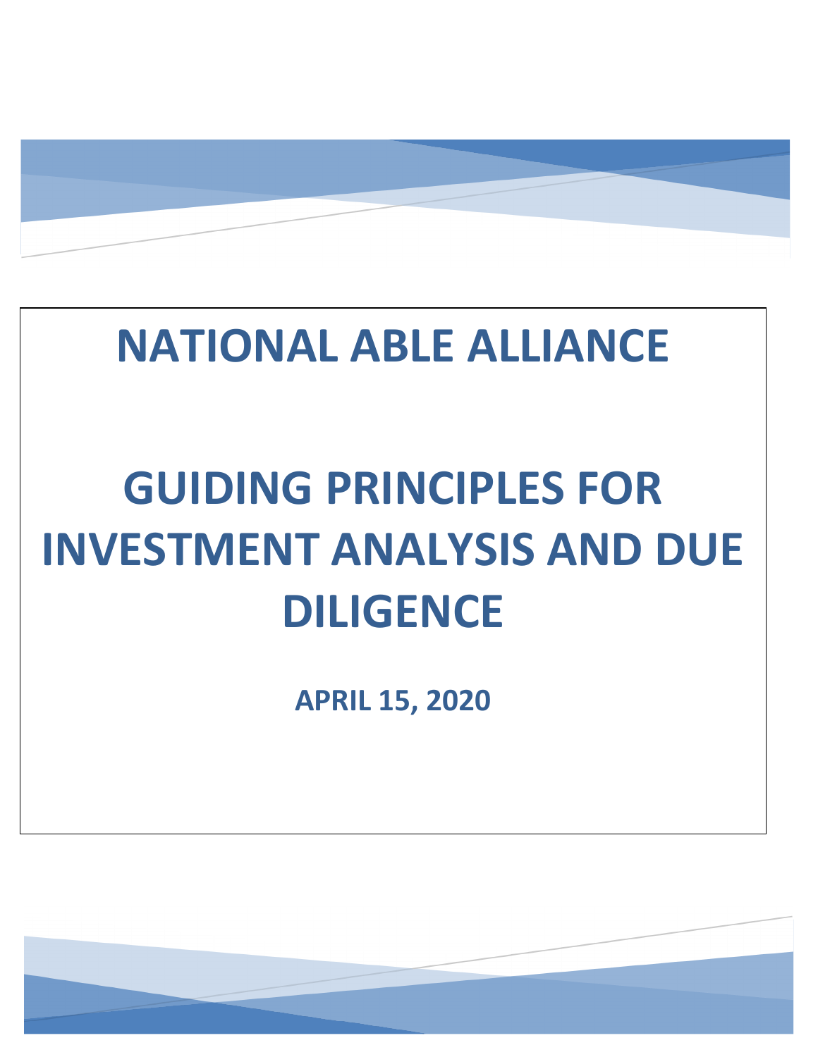# NATIONAL ABLE ALLIANCE

# GUIDING PRINCIPLES FOR INVESTMENT ANALYSIS AND DUE DILIGENCE

**APRIL 15, 2020**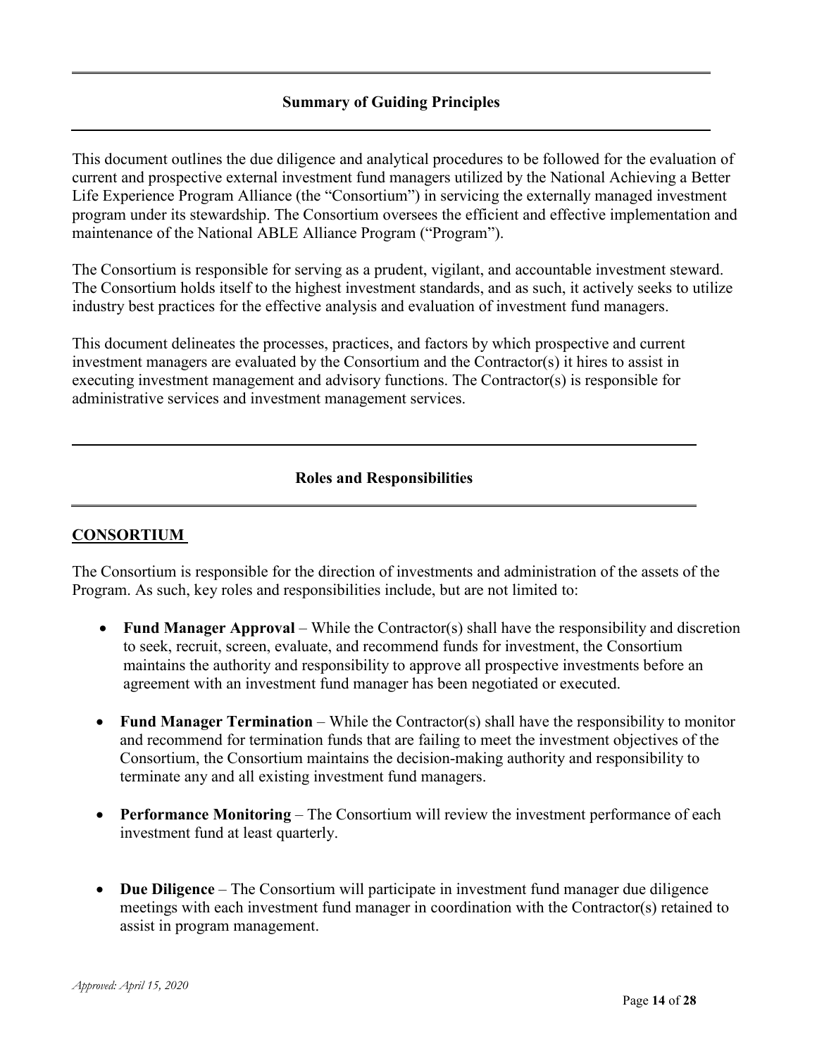## Summary of Guiding Principles

This document outlines the due diligence and analytical procedures to be followed for the evaluation of current and prospective external investment fund managers utilized by the National Achieving a Better Life Experience Program Alliance (the "Consortium") in servicing the externally managed investment program under its stewardship. The Consortium oversees the efficient and effective implementation and maintenance of the National ABLE Alliance Program ("Program").

The Consortium is responsible for serving as a prudent, vigilant, and accountable investment steward. The Consortium holds itself to the highest investment standards, and as such, it actively seeks to utilize industry best practices for the effective analysis and evaluation of investment fund managers.

This document delineates the processes, practices, and factors by which prospective and current investment managers are evaluated by the Consortium and the Contractor(s) it hires to assist in executing investment management and advisory functions. The Contractor(s) is responsible for administrative services and investment management services.

## Roles and Responsibilities

### CONSORTIUM

The Consortium is responsible for the direction of investments and administration of the assets of the Program. As such, key roles and responsibilities include, but are not limited to:

- **Fund Manager Approval** – While the Contractor(s) shall have the responsibility and discretion to seek, recruit, screen, evaluate, and recommend funds for investment, the Consortium maintains the authority and responsibility to approve all prospective investments before an agreement with an investment fund manager has been negotiated or executed.
- **Fund Manager Termination** – While the Contractor(s) shall have the responsibility to monitor and recommend for termination funds that are failing to meet the investment objectives of the Consortium, the Consortium maintains the decision-making authority and responsibility to terminate any and all existing investment fund managers.
- **Performance Monitoring** – The Consortium will review the investment performance of each investment fund at least quarterly.
- **Due Diligence** – The Consortium will participate in investment fund manager due diligence meetings with each investment fund manager in coordination with the Contractor(s) retained to assist in program management.

*Approved: April 15, 2020*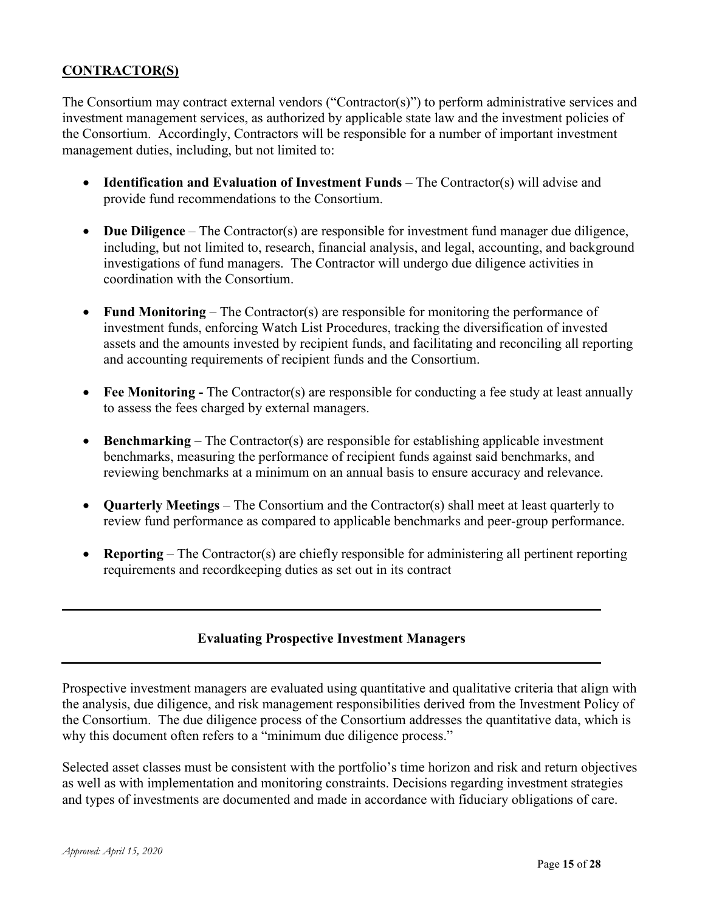## CONTRACTOR(S)

The Consortium may contract external vendors ("Contractor(s)") to perform administrative services and investment management services, as authorized by applicable state law and the investment policies of the Consortium. Accordingly, Contractors will be responsible for a number of important investment management duties, including, but not limited to:

- **Identification and Evaluation of Investment Funds** – The Contractor(s) will advise and provide fund recommendations to the Consortium.

- **Due Diligence** – The Contractor(s) are responsible for investment fund manager due diligence, including, but not limited to, research, financial analysis, and legal, accounting, and background investigations of fund managers. The Contractor will undergo due diligence activities in coordination with the Consortium.

- **Fund Monitoring** – The Contractor(s) are responsible for monitoring the performance of investment funds, enforcing Watch List Procedures, tracking the diversification of invested assets and the amounts invested by recipient funds, and facilitating and reconciling all reporting and accounting requirements of recipient funds and the Consortium.

- **Fee Monitoring -** The Contractor(s) are responsible for conducting a fee study at least annually to assess the fees charged by external managers.

- **Benchmarking** – The Contractor(s) are responsible for establishing applicable investment benchmarks, measuring the performance of recipient funds against said benchmarks, and reviewing benchmarks at a minimum on an annual basis to ensure accuracy and relevance.

- **Quarterly Meetings** – The Consortium and the Contractor(s) shall meet at least quarterly to review fund performance as compared to applicable benchmarks and peer-group performance.

- **Reporting** – The Contractor(s) are chiefly responsible for administering all pertinent reporting requirements and recordkeeping duties as set out in its contract

---

## Evaluating Prospective Investment Managers

---

Prospective investment managers are evaluated using quantitative and qualitative criteria that align with the analysis, due diligence, and risk management responsibilities derived from the Investment Policy of the Consortium. The due diligence process of the Consortium addresses the quantitative data, which is why this document often refers to a "minimum due diligence process."

Selected asset classes must be consistent with the portfolio's time horizon and risk and return objectives as well as with implementation and monitoring constraints. Decisions regarding investment strategies and types of investments are documented and made in accordance with fiduciary obligations of care.

*Approved: April 15, 2020*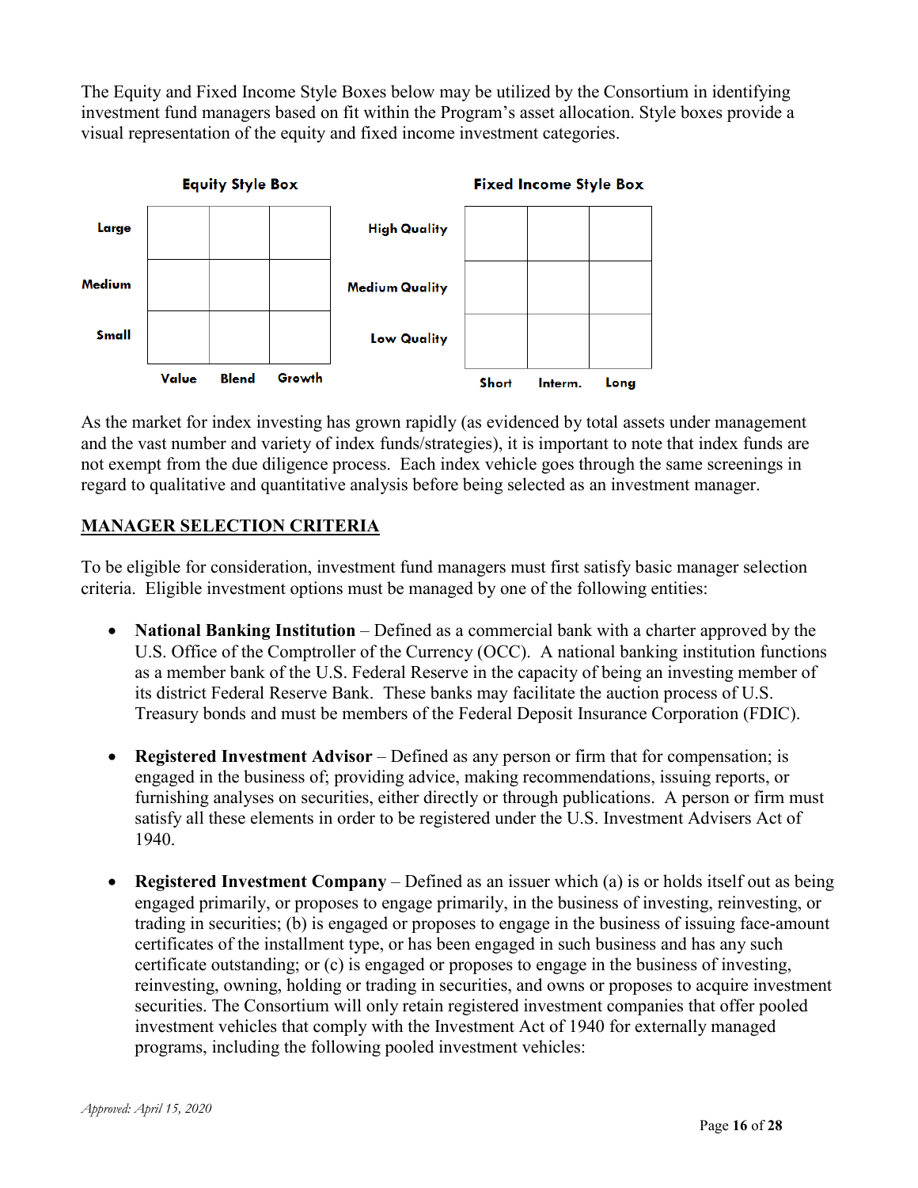The Equity and Fixed Income Style Boxes below may be utilized by the Consortium in identifying investment fund managers based on fit within the Program's asset allocation. Style boxes provide a visual representation of the equity and fixed income investment categories.

**Equity Style Box**

| | Value | Blend | Growth |
|---|---|---|---|
| **Large** | | | |
| **Medium** | | | |
| **Small** | | | |

**Fixed Income Style Box**

| | Short | Interm. | Long |
|---|---|---|---|
| **High Quality** | | | |
| **Medium Quality** | | | |
| **Low Quality** | | | |

As the market for index investing has grown rapidly (as evidenced by total assets under management and the vast number and variety of index funds/strategies), it is important to note that index funds are not exempt from the due diligence process. Each index vehicle goes through the same screenings in regard to qualitative and quantitative analysis before being selected as an investment manager.

## MANAGER SELECTION CRITERIA

To be eligible for consideration, investment fund managers must first satisfy basic manager selection criteria. Eligible investment options must be managed by one of the following entities:

- **National Banking Institution** – Defined as a commercial bank with a charter approved by the U.S. Office of the Comptroller of the Currency (OCC). A national banking institution functions as a member bank of the U.S. Federal Reserve in the capacity of being an investing member of its district Federal Reserve Bank. These banks may facilitate the auction process of U.S. Treasury bonds and must be members of the Federal Deposit Insurance Corporation (FDIC).

- **Registered Investment Advisor** – Defined as any person or firm that for compensation; is engaged in the business of; providing advice, making recommendations, issuing reports, or furnishing analyses on securities, either directly or through publications. A person or firm must satisfy all these elements in order to be registered under the U.S. Investment Advisers Act of 1940.

- **Registered Investment Company** – Defined as an issuer which (a) is or holds itself out as being engaged primarily, or proposes to engage primarily, in the business of investing, reinvesting, or trading in securities; (b) is engaged or proposes to engage in the business of issuing face-amount certificates of the installment type, or has been engaged in such business and has any such certificate outstanding; or (c) is engaged or proposes to engage in the business of investing, reinvesting, owning, holding or trading in securities, and owns or proposes to acquire investment securities. The Consortium will only retain registered investment companies that offer pooled investment vehicles that comply with the Investment Act of 1940 for externally managed programs, including the following pooled investment vehicles:

*Approved: April 15, 2020*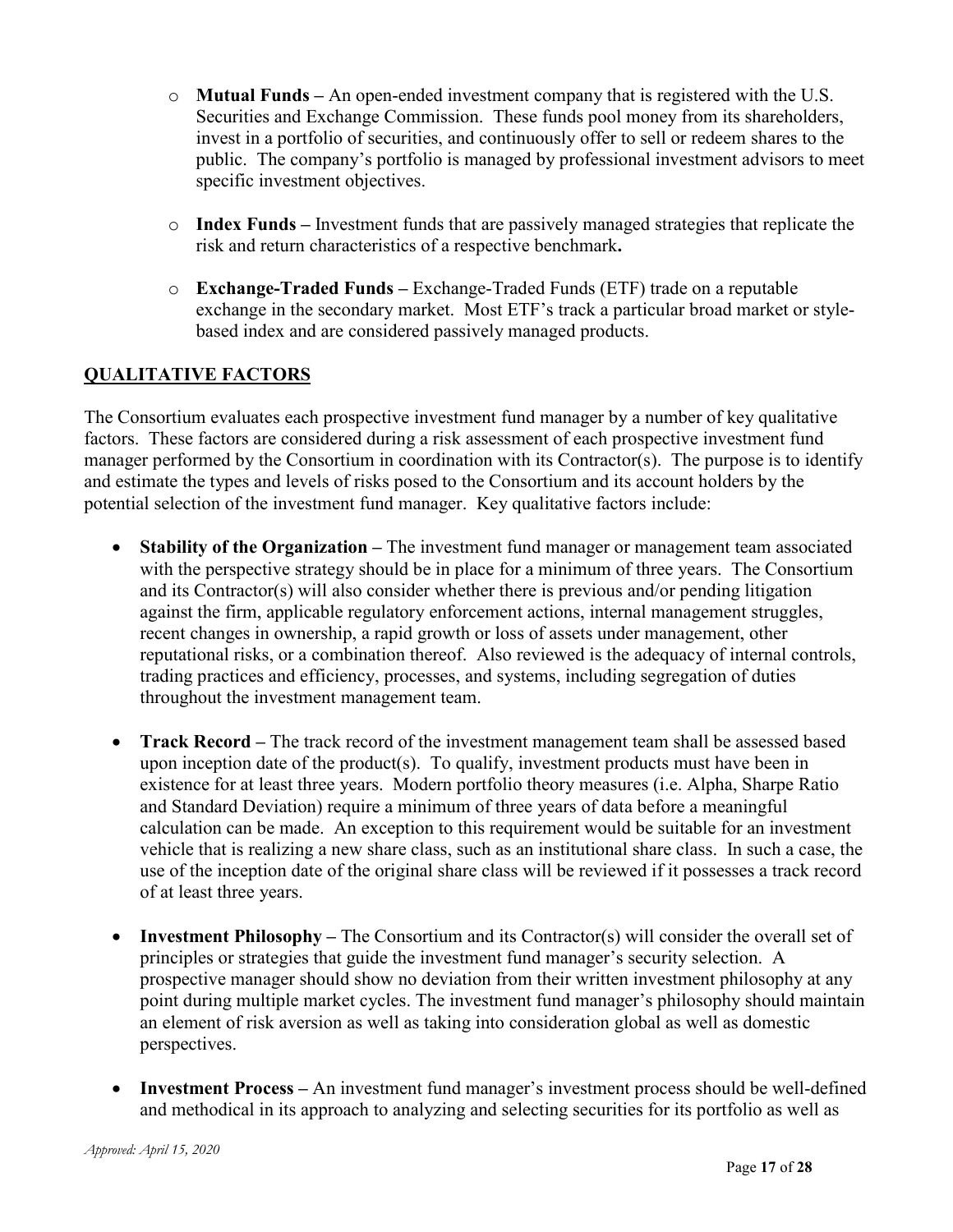- **Mutual Funds –** An open-ended investment company that is registered with the U.S. Securities and Exchange Commission. These funds pool money from its shareholders, invest in a portfolio of securities, and continuously offer to sell or redeem shares to the public. The company's portfolio is managed by professional investment advisors to meet specific investment objectives.

- **Index Funds –** Investment funds that are passively managed strategies that replicate the risk and return characteristics of a respective benchmark**.**

- **Exchange-Traded Funds –** Exchange-Traded Funds (ETF) trade on a reputable exchange in the secondary market. Most ETF's track a particular broad market or style-based index and are considered passively managed products.

## QUALITATIVE FACTORS

The Consortium evaluates each prospective investment fund manager by a number of key qualitative factors. These factors are considered during a risk assessment of each prospective investment fund manager performed by the Consortium in coordination with its Contractor(s). The purpose is to identify and estimate the types and levels of risks posed to the Consortium and its account holders by the potential selection of the investment fund manager. Key qualitative factors include:

- **Stability of the Organization –** The investment fund manager or management team associated with the perspective strategy should be in place for a minimum of three years. The Consortium and its Contractor(s) will also consider whether there is previous and/or pending litigation against the firm, applicable regulatory enforcement actions, internal management struggles, recent changes in ownership, a rapid growth or loss of assets under management, other reputational risks, or a combination thereof. Also reviewed is the adequacy of internal controls, trading practices and efficiency, processes, and systems, including segregation of duties throughout the investment management team.

- **Track Record –** The track record of the investment management team shall be assessed based upon inception date of the product(s). To qualify, investment products must have been in existence for at least three years. Modern portfolio theory measures (i.e. Alpha, Sharpe Ratio and Standard Deviation) require a minimum of three years of data before a meaningful calculation can be made. An exception to this requirement would be suitable for an investment vehicle that is realizing a new share class, such as an institutional share class. In such a case, the use of the inception date of the original share class will be reviewed if it possesses a track record of at least three years.

- **Investment Philosophy –** The Consortium and its Contractor(s) will consider the overall set of principles or strategies that guide the investment fund manager's security selection. A prospective manager should show no deviation from their written investment philosophy at any point during multiple market cycles. The investment fund manager's philosophy should maintain an element of risk aversion as well as taking into consideration global as well as domestic perspectives.

- **Investment Process –** An investment fund manager's investment process should be well-defined and methodical in its approach to analyzing and selecting securities for its portfolio as well as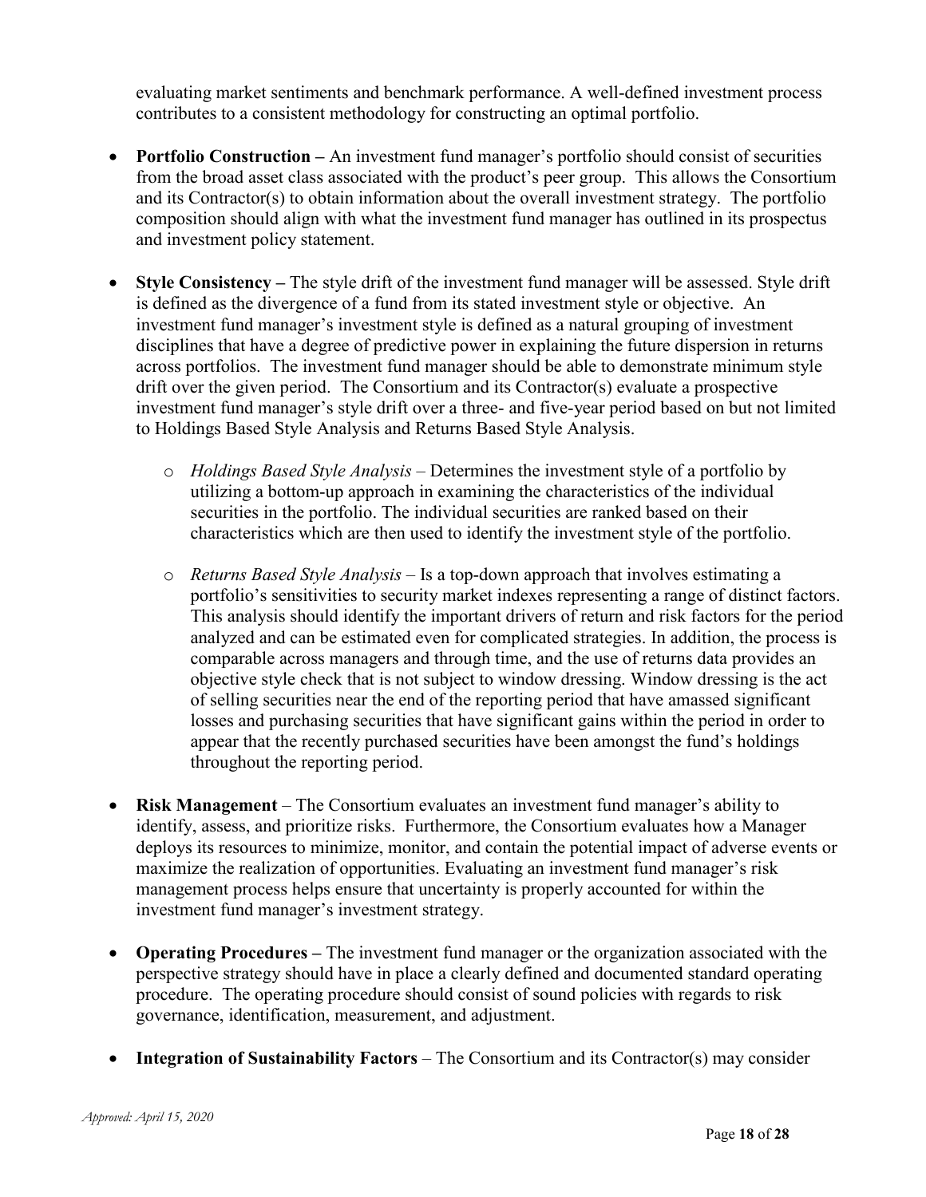evaluating market sentiments and benchmark performance. A well-defined investment process contributes to a consistent methodology for constructing an optimal portfolio.

- **Portfolio Construction –** An investment fund manager's portfolio should consist of securities from the broad asset class associated with the product's peer group. This allows the Consortium and its Contractor(s) to obtain information about the overall investment strategy. The portfolio composition should align with what the investment fund manager has outlined in its prospectus and investment policy statement.

- **Style Consistency –** The style drift of the investment fund manager will be assessed. Style drift is defined as the divergence of a fund from its stated investment style or objective. An investment fund manager's investment style is defined as a natural grouping of investment disciplines that have a degree of predictive power in explaining the future dispersion in returns across portfolios. The investment fund manager should be able to demonstrate minimum style drift over the given period. The Consortium and its Contractor(s) evaluate a prospective investment fund manager's style drift over a three- and five-year period based on but not limited to Holdings Based Style Analysis and Returns Based Style Analysis.

  - *Holdings Based Style Analysis* – Determines the investment style of a portfolio by utilizing a bottom-up approach in examining the characteristics of the individual securities in the portfolio. The individual securities are ranked based on their characteristics which are then used to identify the investment style of the portfolio.

  - *Returns Based Style Analysis* – Is a top-down approach that involves estimating a portfolio's sensitivities to security market indexes representing a range of distinct factors. This analysis should identify the important drivers of return and risk factors for the period analyzed and can be estimated even for complicated strategies. In addition, the process is comparable across managers and through time, and the use of returns data provides an objective style check that is not subject to window dressing. Window dressing is the act of selling securities near the end of the reporting period that have amassed significant losses and purchasing securities that have significant gains within the period in order to appear that the recently purchased securities have been amongst the fund's holdings throughout the reporting period.

- **Risk Management** – The Consortium evaluates an investment fund manager's ability to identify, assess, and prioritize risks. Furthermore, the Consortium evaluates how a Manager deploys its resources to minimize, monitor, and contain the potential impact of adverse events or maximize the realization of opportunities. Evaluating an investment fund manager's risk management process helps ensure that uncertainty is properly accounted for within the investment fund manager's investment strategy.

- **Operating Procedures –** The investment fund manager or the organization associated with the perspective strategy should have in place a clearly defined and documented standard operating procedure. The operating procedure should consist of sound policies with regards to risk governance, identification, measurement, and adjustment.

- **Integration of Sustainability Factors** – The Consortium and its Contractor(s) may consider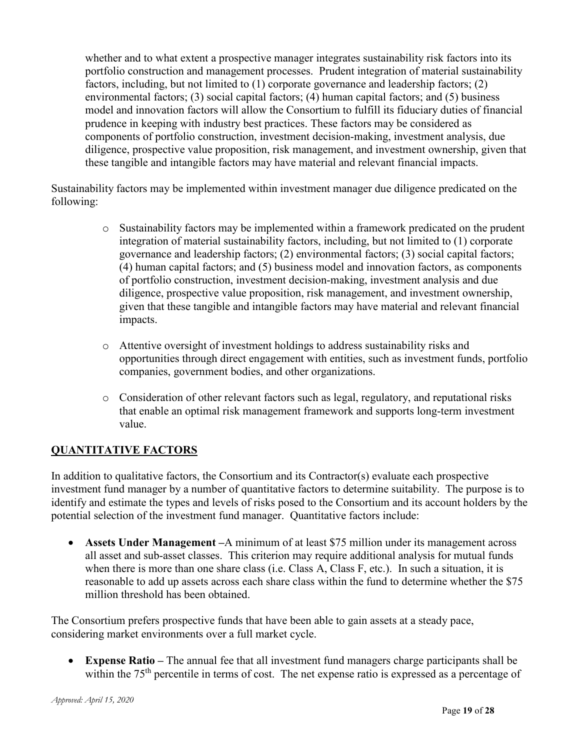whether and to what extent a prospective manager integrates sustainability risk factors into its portfolio construction and management processes. Prudent integration of material sustainability factors, including, but not limited to (1) corporate governance and leadership factors; (2) environmental factors; (3) social capital factors; (4) human capital factors; and (5) business model and innovation factors will allow the Consortium to fulfill its fiduciary duties of financial prudence in keeping with industry best practices. These factors may be considered as components of portfolio construction, investment decision-making, investment analysis, due diligence, prospective value proposition, risk management, and investment ownership, given that these tangible and intangible factors may have material and relevant financial impacts.

Sustainability factors may be implemented within investment manager due diligence predicated on the following:

- Sustainability factors may be implemented within a framework predicated on the prudent integration of material sustainability factors, including, but not limited to (1) corporate governance and leadership factors; (2) environmental factors; (3) social capital factors; (4) human capital factors; and (5) business model and innovation factors, as components of portfolio construction, investment decision-making, investment analysis and due diligence, prospective value proposition, risk management, and investment ownership, given that these tangible and intangible factors may have material and relevant financial impacts.

- Attentive oversight of investment holdings to address sustainability risks and opportunities through direct engagement with entities, such as investment funds, portfolio companies, government bodies, and other organizations.

- Consideration of other relevant factors such as legal, regulatory, and reputational risks that enable an optimal risk management framework and supports long-term investment value.

## QUANTITATIVE FACTORS

In addition to qualitative factors, the Consortium and its Contractor(s) evaluate each prospective investment fund manager by a number of quantitative factors to determine suitability. The purpose is to identify and estimate the types and levels of risks posed to the Consortium and its account holders by the potential selection of the investment fund manager. Quantitative factors include:

- **Assets Under Management –** A minimum of at least $75 million under its management across all asset and sub-asset classes. This criterion may require additional analysis for mutual funds when there is more than one share class (i.e. Class A, Class F, etc.). In such a situation, it is reasonable to add up assets across each share class within the fund to determine whether the $75 million threshold has been obtained.

The Consortium prefers prospective funds that have been able to gain assets at a steady pace, considering market environments over a full market cycle.

- **Expense Ratio –** The annual fee that all investment fund managers charge participants shall be within the 75th percentile in terms of cost. The net expense ratio is expressed as a percentage of

*Approved: April 15, 2020*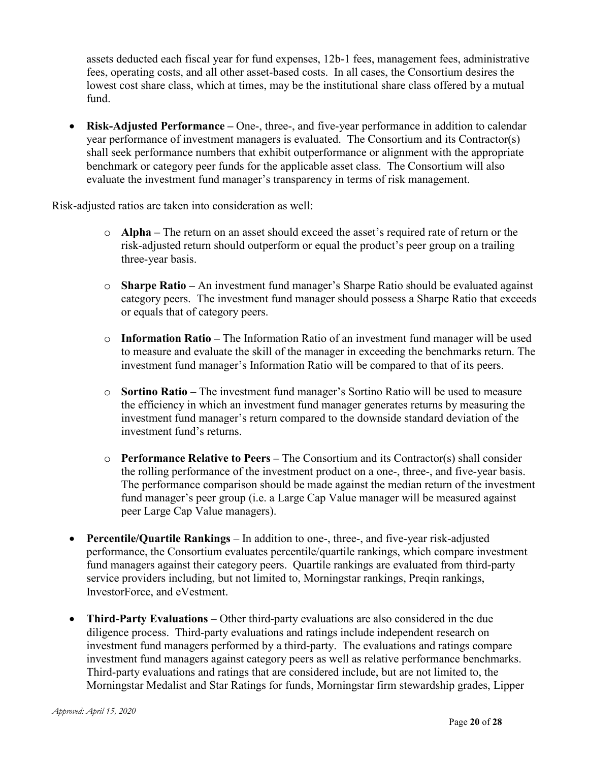assets deducted each fiscal year for fund expenses, 12b-1 fees, management fees, administrative fees, operating costs, and all other asset-based costs. In all cases, the Consortium desires the lowest cost share class, which at times, may be the institutional share class offered by a mutual fund.

- **Risk-Adjusted Performance –** One-, three-, and five-year performance in addition to calendar year performance of investment managers is evaluated. The Consortium and its Contractor(s) shall seek performance numbers that exhibit outperformance or alignment with the appropriate benchmark or category peer funds for the applicable asset class. The Consortium will also evaluate the investment fund manager's transparency in terms of risk management.

Risk-adjusted ratios are taken into consideration as well:

- **Alpha –** The return on an asset should exceed the asset's required rate of return or the risk-adjusted return should outperform or equal the product's peer group on a trailing three-year basis.
- **Sharpe Ratio –** An investment fund manager's Sharpe Ratio should be evaluated against category peers. The investment fund manager should possess a Sharpe Ratio that exceeds or equals that of category peers.
- **Information Ratio –** The Information Ratio of an investment fund manager will be used to measure and evaluate the skill of the manager in exceeding the benchmarks return. The investment fund manager's Information Ratio will be compared to that of its peers.
- **Sortino Ratio –** The investment fund manager's Sortino Ratio will be used to measure the efficiency in which an investment fund manager generates returns by measuring the investment fund manager's return compared to the downside standard deviation of the investment fund's returns.
- **Performance Relative to Peers –** The Consortium and its Contractor(s) shall consider the rolling performance of the investment product on a one-, three-, and five-year basis. The performance comparison should be made against the median return of the investment fund manager's peer group (i.e. a Large Cap Value manager will be measured against peer Large Cap Value managers).

- **Percentile/Quartile Rankings** – In addition to one-, three-, and five-year risk-adjusted performance, the Consortium evaluates percentile/quartile rankings, which compare investment fund managers against their category peers. Quartile rankings are evaluated from third-party service providers including, but not limited to, Morningstar rankings, Preqin rankings, InvestorForce, and eVestment.
- **Third-Party Evaluations** – Other third-party evaluations are also considered in the due diligence process. Third-party evaluations and ratings include independent research on investment fund managers performed by a third-party. The evaluations and ratings compare investment fund managers against category peers as well as relative performance benchmarks. Third-party evaluations and ratings that are considered include, but are not limited to, the Morningstar Medalist and Star Ratings for funds, Morningstar firm stewardship grades, Lipper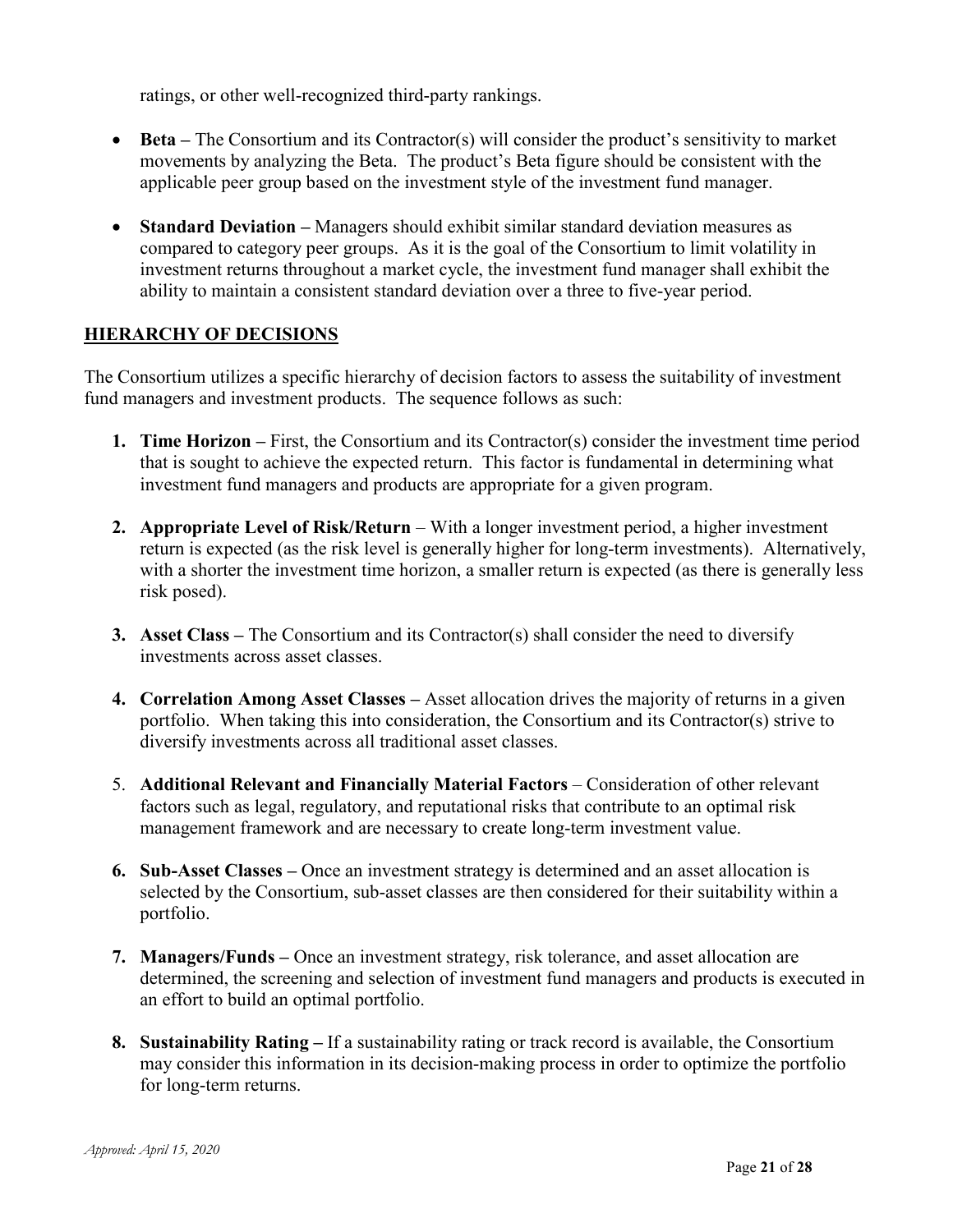ratings, or other well-recognized third-party rankings.

- **Beta –** The Consortium and its Contractor(s) will consider the product's sensitivity to market movements by analyzing the Beta. The product's Beta figure should be consistent with the applicable peer group based on the investment style of the investment fund manager.

- **Standard Deviation –** Managers should exhibit similar standard deviation measures as compared to category peer groups. As it is the goal of the Consortium to limit volatility in investment returns throughout a market cycle, the investment fund manager shall exhibit the ability to maintain a consistent standard deviation over a three to five-year period.

## HIERARCHY OF DECISIONS

The Consortium utilizes a specific hierarchy of decision factors to assess the suitability of investment fund managers and investment products. The sequence follows as such:

1. **Time Horizon –** First, the Consortium and its Contractor(s) consider the investment time period that is sought to achieve the expected return. This factor is fundamental in determining what investment fund managers and products are appropriate for a given program.

2. **Appropriate Level of Risk/Return** – With a longer investment period, a higher investment return is expected (as the risk level is generally higher for long-term investments). Alternatively, with a shorter the investment time horizon, a smaller return is expected (as there is generally less risk posed).

3. **Asset Class –** The Consortium and its Contractor(s) shall consider the need to diversify investments across asset classes.

4. **Correlation Among Asset Classes –** Asset allocation drives the majority of returns in a given portfolio. When taking this into consideration, the Consortium and its Contractor(s) strive to diversify investments across all traditional asset classes.

5. **Additional Relevant and Financially Material Factors** – Consideration of other relevant factors such as legal, regulatory, and reputational risks that contribute to an optimal risk management framework and are necessary to create long-term investment value.

6. **Sub-Asset Classes –** Once an investment strategy is determined and an asset allocation is selected by the Consortium, sub-asset classes are then considered for their suitability within a portfolio.

7. **Managers/Funds –** Once an investment strategy, risk tolerance, and asset allocation are determined, the screening and selection of investment fund managers and products is executed in an effort to build an optimal portfolio.

8. **Sustainability Rating –** If a sustainability rating or track record is available, the Consortium may consider this information in its decision-making process in order to optimize the portfolio for long-term returns.

*Approved: April 15, 2020*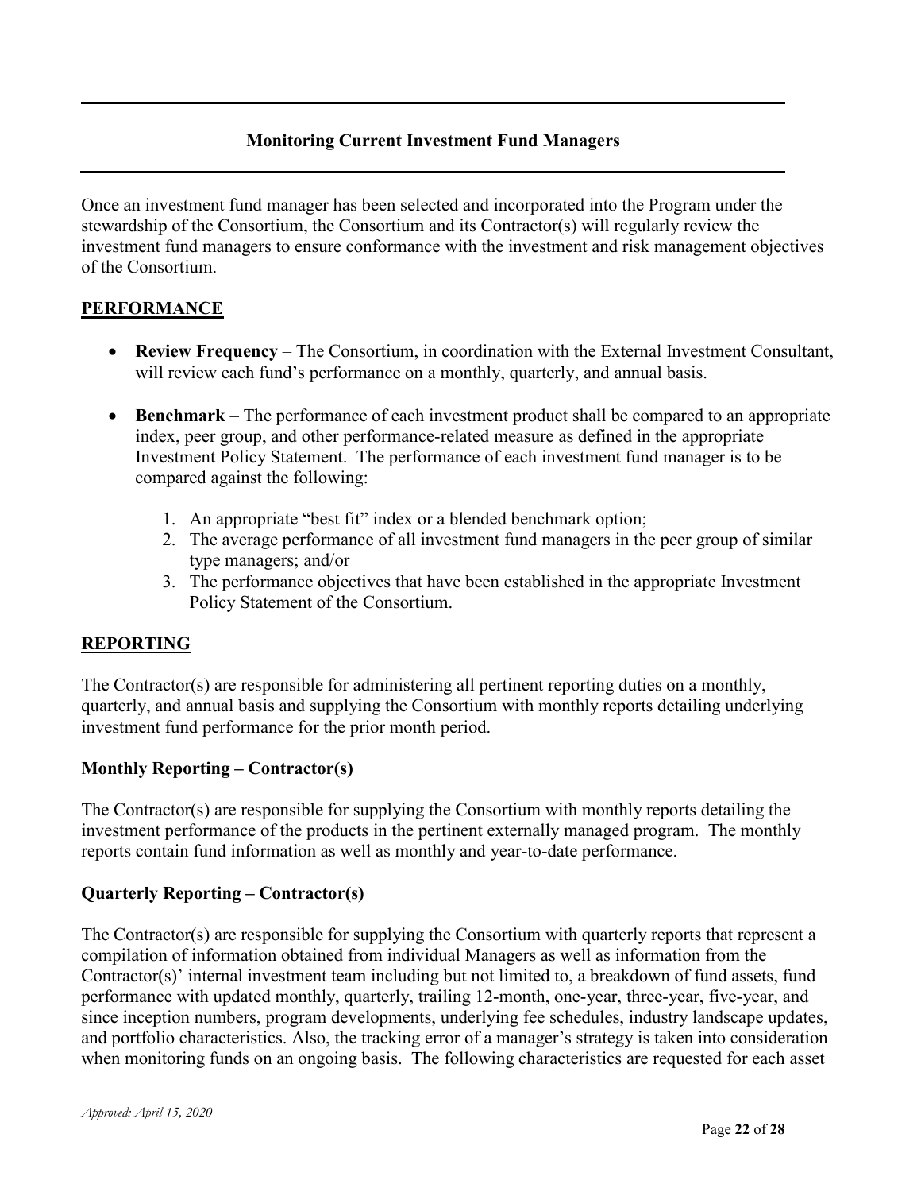## Monitoring Current Investment Fund Managers

Once an investment fund manager has been selected and incorporated into the Program under the stewardship of the Consortium, the Consortium and its Contractor(s) will regularly review the investment fund managers to ensure conformance with the investment and risk management objectives of the Consortium.

### PERFORMANCE

- **Review Frequency** – The Consortium, in coordination with the External Investment Consultant, will review each fund's performance on a monthly, quarterly, and annual basis.
- **Benchmark** – The performance of each investment product shall be compared to an appropriate index, peer group, and other performance-related measure as defined in the appropriate Investment Policy Statement. The performance of each investment fund manager is to be compared against the following:
  1. An appropriate "best fit" index or a blended benchmark option;
  2. The average performance of all investment fund managers in the peer group of similar type managers; and/or
  3. The performance objectives that have been established in the appropriate Investment Policy Statement of the Consortium.

### REPORTING

The Contractor(s) are responsible for administering all pertinent reporting duties on a monthly, quarterly, and annual basis and supplying the Consortium with monthly reports detailing underlying investment fund performance for the prior month period.

#### Monthly Reporting – Contractor(s)

The Contractor(s) are responsible for supplying the Consortium with monthly reports detailing the investment performance of the products in the pertinent externally managed program. The monthly reports contain fund information as well as monthly and year-to-date performance.

#### Quarterly Reporting – Contractor(s)

The Contractor(s) are responsible for supplying the Consortium with quarterly reports that represent a compilation of information obtained from individual Managers as well as information from the Contractor(s)' internal investment team including but not limited to, a breakdown of fund assets, fund performance with updated monthly, quarterly, trailing 12-month, one-year, three-year, five-year, and since inception numbers, program developments, underlying fee schedules, industry landscape updates, and portfolio characteristics. Also, the tracking error of a manager's strategy is taken into consideration when monitoring funds on an ongoing basis. The following characteristics are requested for each asset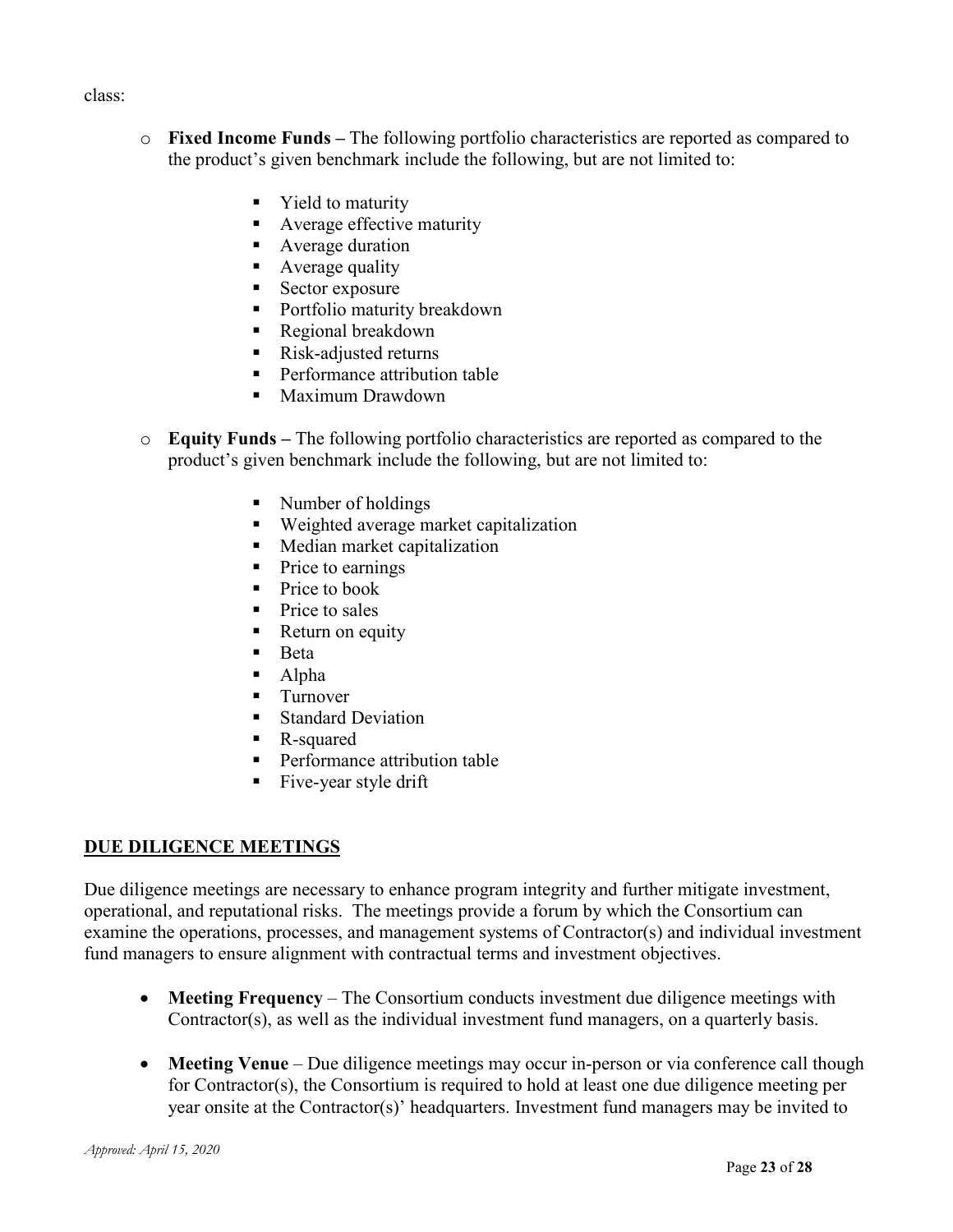class:

- **Fixed Income Funds –** The following portfolio characteristics are reported as compared to the product's given benchmark include the following, but are not limited to:
    - Yield to maturity
    - Average effective maturity
    - Average duration
    - Average quality
    - Sector exposure
    - Portfolio maturity breakdown
    - Regional breakdown
    - Risk-adjusted returns
    - Performance attribution table
    - Maximum Drawdown

- **Equity Funds –** The following portfolio characteristics are reported as compared to the product's given benchmark include the following, but are not limited to:
    - Number of holdings
    - Weighted average market capitalization
    - Median market capitalization
    - Price to earnings
    - Price to book
    - Price to sales
    - Return on equity
    - Beta
    - Alpha
    - Turnover
    - Standard Deviation
    - R-squared
    - Performance attribution table
    - Five-year style drift

## DUE DILIGENCE MEETINGS

Due diligence meetings are necessary to enhance program integrity and further mitigate investment, operational, and reputational risks. The meetings provide a forum by which the Consortium can examine the operations, processes, and management systems of Contractor(s) and individual investment fund managers to ensure alignment with contractual terms and investment objectives.

- **Meeting Frequency** – The Consortium conducts investment due diligence meetings with Contractor(s), as well as the individual investment fund managers, on a quarterly basis.

- **Meeting Venue** – Due diligence meetings may occur in-person or via conference call though for Contractor(s), the Consortium is required to hold at least one due diligence meeting per year onsite at the Contractor(s)' headquarters. Investment fund managers may be invited to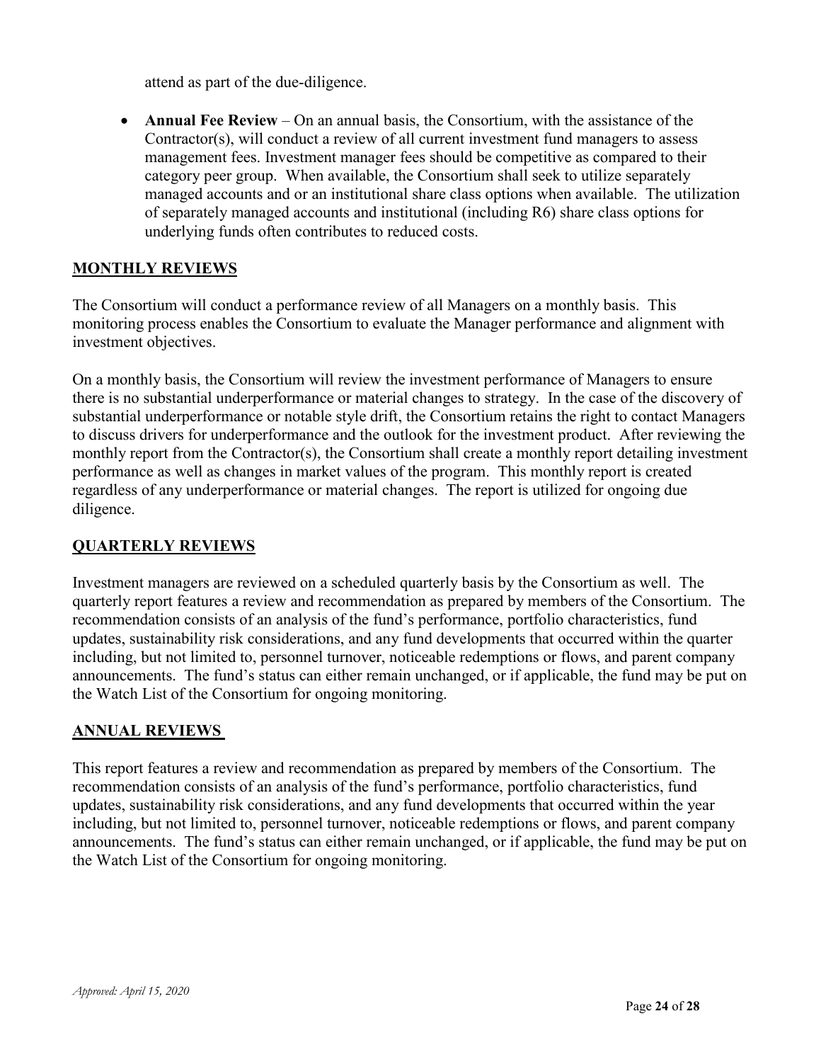attend as part of the due-diligence.

- **Annual Fee Review** – On an annual basis, the Consortium, with the assistance of the Contractor(s), will conduct a review of all current investment fund managers to assess management fees. Investment manager fees should be competitive as compared to their category peer group. When available, the Consortium shall seek to utilize separately managed accounts and or an institutional share class options when available. The utilization of separately managed accounts and institutional (including R6) share class options for underlying funds often contributes to reduced costs.

## MONTHLY REVIEWS

The Consortium will conduct a performance review of all Managers on a monthly basis. This monitoring process enables the Consortium to evaluate the Manager performance and alignment with investment objectives.

On a monthly basis, the Consortium will review the investment performance of Managers to ensure there is no substantial underperformance or material changes to strategy. In the case of the discovery of substantial underperformance or notable style drift, the Consortium retains the right to contact Managers to discuss drivers for underperformance and the outlook for the investment product. After reviewing the monthly report from the Contractor(s), the Consortium shall create a monthly report detailing investment performance as well as changes in market values of the program. This monthly report is created regardless of any underperformance or material changes. The report is utilized for ongoing due diligence.

## QUARTERLY REVIEWS

Investment managers are reviewed on a scheduled quarterly basis by the Consortium as well. The quarterly report features a review and recommendation as prepared by members of the Consortium. The recommendation consists of an analysis of the fund's performance, portfolio characteristics, fund updates, sustainability risk considerations, and any fund developments that occurred within the quarter including, but not limited to, personnel turnover, noticeable redemptions or flows, and parent company announcements. The fund's status can either remain unchanged, or if applicable, the fund may be put on the Watch List of the Consortium for ongoing monitoring.

## ANNUAL REVIEWS

This report features a review and recommendation as prepared by members of the Consortium. The recommendation consists of an analysis of the fund's performance, portfolio characteristics, fund updates, sustainability risk considerations, and any fund developments that occurred within the year including, but not limited to, personnel turnover, noticeable redemptions or flows, and parent company announcements. The fund's status can either remain unchanged, or if applicable, the fund may be put on the Watch List of the Consortium for ongoing monitoring.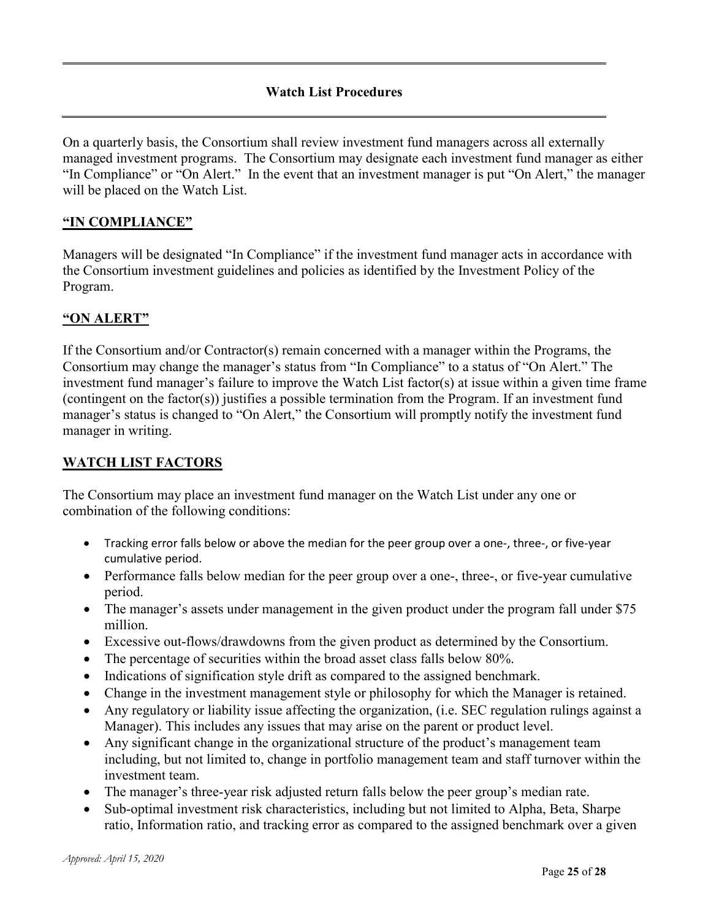## Watch List Procedures

On a quarterly basis, the Consortium shall review investment fund managers across all externally managed investment programs. The Consortium may designate each investment fund manager as either "In Compliance" or "On Alert." In the event that an investment manager is put "On Alert," the manager will be placed on the Watch List.

### "IN COMPLIANCE"

Managers will be designated "In Compliance" if the investment fund manager acts in accordance with the Consortium investment guidelines and policies as identified by the Investment Policy of the Program.

### "ON ALERT"

If the Consortium and/or Contractor(s) remain concerned with a manager within the Programs, the Consortium may change the manager's status from "In Compliance" to a status of "On Alert." The investment fund manager's failure to improve the Watch List factor(s) at issue within a given time frame (contingent on the factor(s)) justifies a possible termination from the Program. If an investment fund manager's status is changed to "On Alert," the Consortium will promptly notify the investment fund manager in writing.

### WATCH LIST FACTORS

The Consortium may place an investment fund manager on the Watch List under any one or combination of the following conditions:

- Tracking error falls below or above the median for the peer group over a one-, three-, or five-year cumulative period.
- Performance falls below median for the peer group over a one-, three-, or five-year cumulative period.
- The manager's assets under management in the given product under the program fall under $75 million.
- Excessive out-flows/drawdowns from the given product as determined by the Consortium.
- The percentage of securities within the broad asset class falls below 80%.
- Indications of signification style drift as compared to the assigned benchmark.
- Change in the investment management style or philosophy for which the Manager is retained.
- Any regulatory or liability issue affecting the organization, (i.e. SEC regulation rulings against a Manager). This includes any issues that may arise on the parent or product level.
- Any significant change in the organizational structure of the product's management team including, but not limited to, change in portfolio management team and staff turnover within the investment team.
- The manager's three-year risk adjusted return falls below the peer group's median rate.
- Sub-optimal investment risk characteristics, including but not limited to Alpha, Beta, Sharpe ratio, Information ratio, and tracking error as compared to the assigned benchmark over a given

*Approved: April 15, 2020*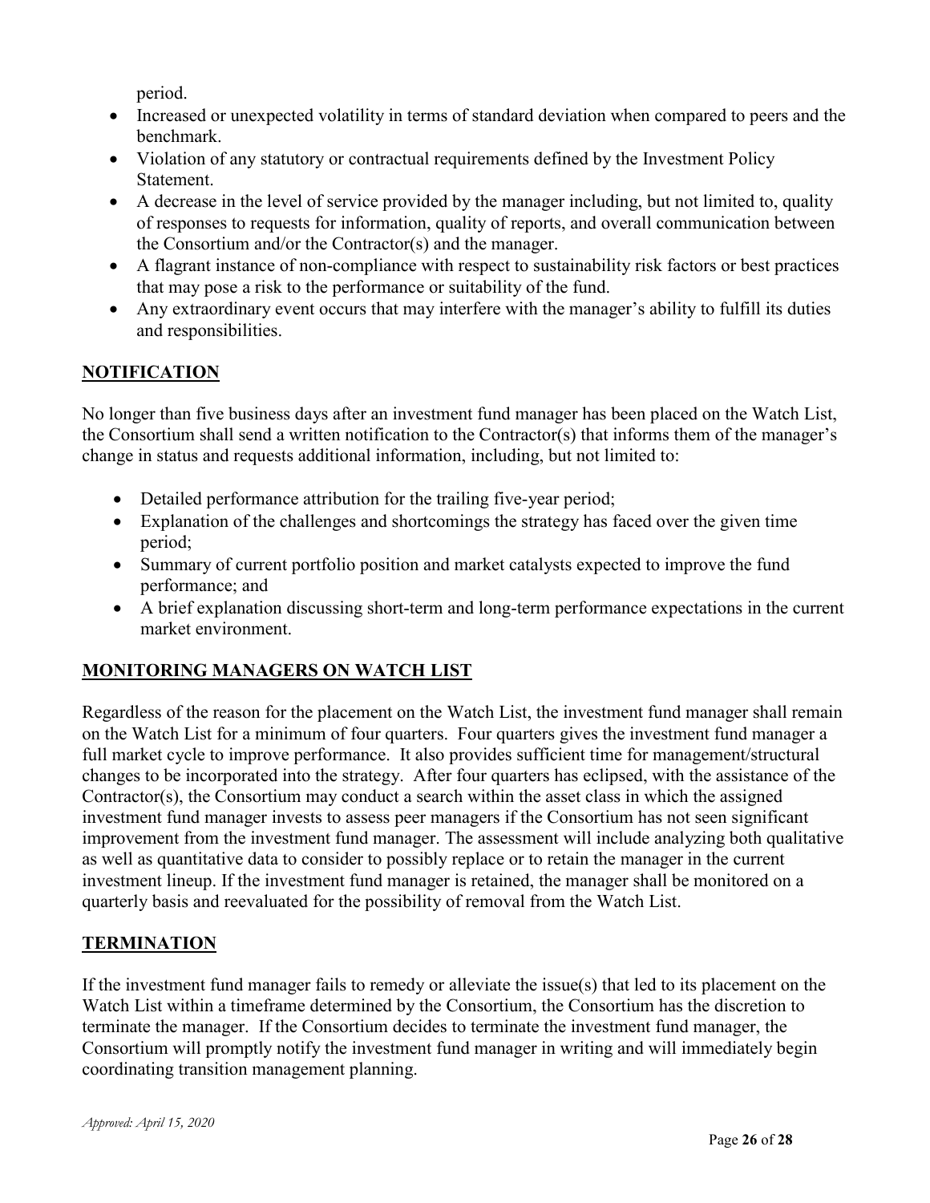period.

- Increased or unexpected volatility in terms of standard deviation when compared to peers and the benchmark.
- Violation of any statutory or contractual requirements defined by the Investment Policy Statement.
- A decrease in the level of service provided by the manager including, but not limited to, quality of responses to requests for information, quality of reports, and overall communication between the Consortium and/or the Contractor(s) and the manager.
- A flagrant instance of non-compliance with respect to sustainability risk factors or best practices that may pose a risk to the performance or suitability of the fund.
- Any extraordinary event occurs that may interfere with the manager's ability to fulfill its duties and responsibilities.

## NOTIFICATION

No longer than five business days after an investment fund manager has been placed on the Watch List, the Consortium shall send a written notification to the Contractor(s) that informs them of the manager's change in status and requests additional information, including, but not limited to:

- Detailed performance attribution for the trailing five-year period;
- Explanation of the challenges and shortcomings the strategy has faced over the given time period;
- Summary of current portfolio position and market catalysts expected to improve the fund performance; and
- A brief explanation discussing short-term and long-term performance expectations in the current market environment.

## MONITORING MANAGERS ON WATCH LIST

Regardless of the reason for the placement on the Watch List, the investment fund manager shall remain on the Watch List for a minimum of four quarters. Four quarters gives the investment fund manager a full market cycle to improve performance. It also provides sufficient time for management/structural changes to be incorporated into the strategy. After four quarters has eclipsed, with the assistance of the Contractor(s), the Consortium may conduct a search within the asset class in which the assigned investment fund manager invests to assess peer managers if the Consortium has not seen significant improvement from the investment fund manager. The assessment will include analyzing both qualitative as well as quantitative data to consider to possibly replace or to retain the manager in the current investment lineup. If the investment fund manager is retained, the manager shall be monitored on a quarterly basis and reevaluated for the possibility of removal from the Watch List.

## TERMINATION

If the investment fund manager fails to remedy or alleviate the issue(s) that led to its placement on the Watch List within a timeframe determined by the Consortium, the Consortium has the discretion to terminate the manager. If the Consortium decides to terminate the investment fund manager, the Consortium will promptly notify the investment fund manager in writing and will immediately begin coordinating transition management planning.

*Approved: April 15, 2020*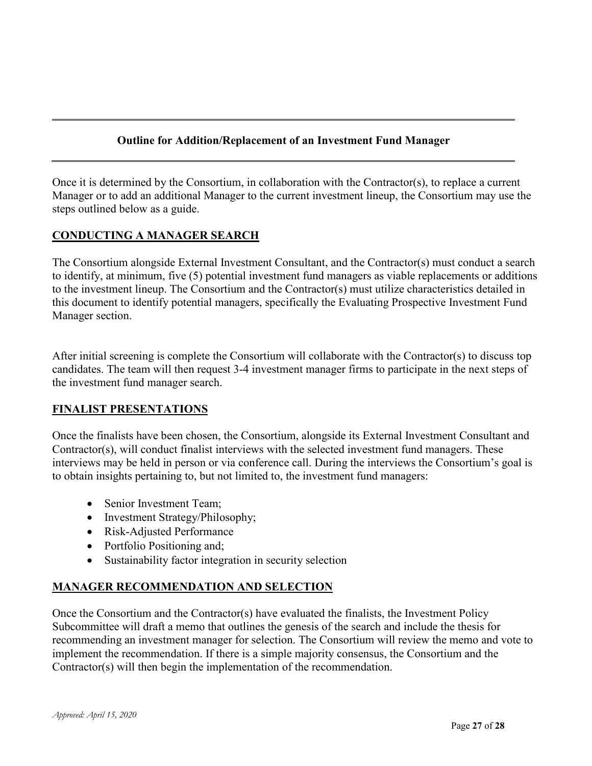## Outline for Addition/Replacement of an Investment Fund Manager

Once it is determined by the Consortium, in collaboration with the Contractor(s), to replace a current Manager or to add an additional Manager to the current investment lineup, the Consortium may use the steps outlined below as a guide.

### CONDUCTING A MANAGER SEARCH

The Consortium alongside External Investment Consultant, and the Contractor(s) must conduct a search to identify, at minimum, five (5) potential investment fund managers as viable replacements or additions to the investment lineup. The Consortium and the Contractor(s) must utilize characteristics detailed in this document to identify potential managers, specifically the Evaluating Prospective Investment Fund Manager section.

After initial screening is complete the Consortium will collaborate with the Contractor(s) to discuss top candidates. The team will then request 3-4 investment manager firms to participate in the next steps of the investment fund manager search.

### FINALIST PRESENTATIONS

Once the finalists have been chosen, the Consortium, alongside its External Investment Consultant and Contractor(s), will conduct finalist interviews with the selected investment fund managers. These interviews may be held in person or via conference call. During the interviews the Consortium's goal is to obtain insights pertaining to, but not limited to, the investment fund managers:

- Senior Investment Team;
- Investment Strategy/Philosophy;
- Risk-Adjusted Performance
- Portfolio Positioning and;
- Sustainability factor integration in security selection

### MANAGER RECOMMENDATION AND SELECTION

Once the Consortium and the Contractor(s) have evaluated the finalists, the Investment Policy Subcommittee will draft a memo that outlines the genesis of the search and include the thesis for recommending an investment manager for selection. The Consortium will review the memo and vote to implement the recommendation. If there is a simple majority consensus, the Consortium and the Contractor(s) will then begin the implementation of the recommendation.

*Approved: April 15, 2020*